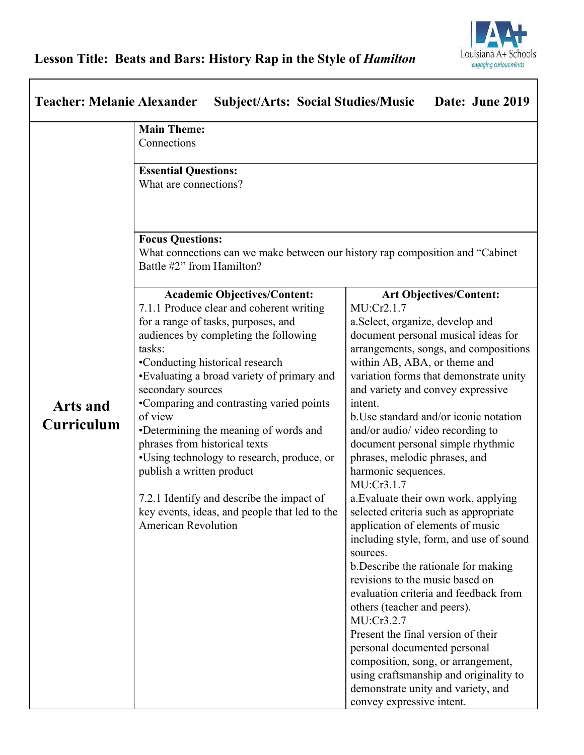# Lesson Title: Beats and Bars: History Rap in the Style of *Hamilton*

| **Teacher: Melanie Alexander** | **Subject/Arts: Social Studies/Music** | **Date: June 2019** |
|---|---|---|

| | | |
|---|---|---|
| **Arts and Curriculum** | **Main Theme:**<br>Connections | |
| | **Essential Questions:**<br>What are connections? | |
| | **Focus Questions:**<br>What connections can we make between our history rap composition and "Cabinet Battle #2" from Hamilton? | |
| | **Academic Objectives/Content:**<br>7.1.1 Produce clear and coherent writing for a range of tasks, purposes, and audiences by completing the following tasks:<br>•Conducting historical research<br>•Evaluating a broad variety of primary and secondary sources<br>•Comparing and contrasting varied points of view<br>•Determining the meaning of words and phrases from historical texts<br>•Using technology to research, produce, or publish a written product<br><br>7.2.1 Identify and describe the impact of key events, ideas, and people that led to the American Revolution | **Art Objectives/Content:**<br>MU:Cr2.1.7<br>a.Select, organize, develop and document personal musical ideas for arrangements, songs, and compositions within AB, ABA, or theme and variation forms that demonstrate unity and variety and convey expressive intent.<br>b.Use standard and/or iconic notation and/or audio/ video recording to document personal simple rhythmic phrases, melodic phrases, and harmonic sequences.<br>MU:Cr3.1.7<br>a.Evaluate their own work, applying selected criteria such as appropriate application of elements of music including style, form, and use of sound sources.<br>b.Describe the rationale for making revisions to the music based on evaluation criteria and feedback from others (teacher and peers).<br>MU:Cr3.2.7<br>Present the final version of their personal documented personal composition, song, or arrangement, using craftsmanship and originality to demonstrate unity and variety, and convey expressive intent. |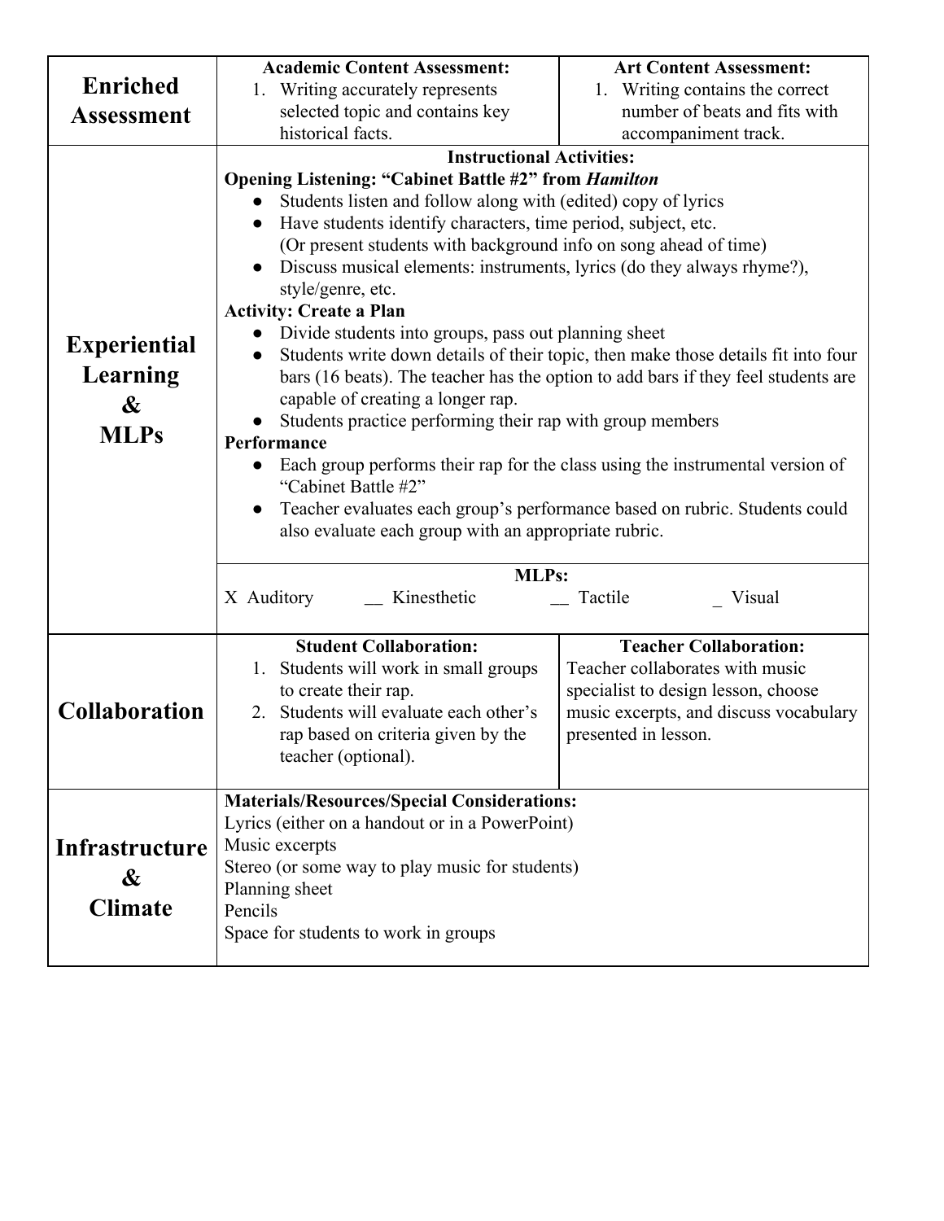| | | |
|---|---|---|
| **Enriched Assessment** | **Academic Content Assessment:**<br>1. Writing accurately represents selected topic and contains key historical facts. | **Art Content Assessment:**<br>1. Writing contains the correct number of beats and fits with accompaniment track. |
| **Experiential Learning & MLPs** | **Instructional Activities:**<br>**Opening Listening: "Cabinet Battle #2" from *Hamilton***<br>● Students listen and follow along with (edited) copy of lyrics<br>● Have students identify characters, time period, subject, etc. (Or present students with background info on song ahead of time)<br>● Discuss musical elements: instruments, lyrics (do they always rhyme?), style/genre, etc.<br>**Activity: Create a Plan**<br>● Divide students into groups, pass out planning sheet<br>● Students write down details of their topic, then make those details fit into four bars (16 beats). The teacher has the option to add bars if they feel students are capable of creating a longer rap.<br>● Students practice performing their rap with group members<br>**Performance**<br>● Each group performs their rap for the class using the instrumental version of "Cabinet Battle #2"<br>● Teacher evaluates each group's performance based on rubric. Students could also evaluate each group with an appropriate rubric.<br><br>**MLPs:**<br>X Auditory __ Kinesthetic __ Tactile _ Visual | |
| **Collaboration** | **Student Collaboration:**<br>1. Students will work in small groups to create their rap.<br>2. Students will evaluate each other's rap based on criteria given by the teacher (optional). | **Teacher Collaboration:**<br>Teacher collaborates with music specialist to design lesson, choose music excerpts, and discuss vocabulary presented in lesson. |
| **Infrastructure & Climate** | **Materials/Resources/Special Considerations:**<br>Lyrics (either on a handout or in a PowerPoint)<br>Music excerpts<br>Stereo (or some way to play music for students)<br>Planning sheet<br>Pencils<br>Space for students to work in groups | |